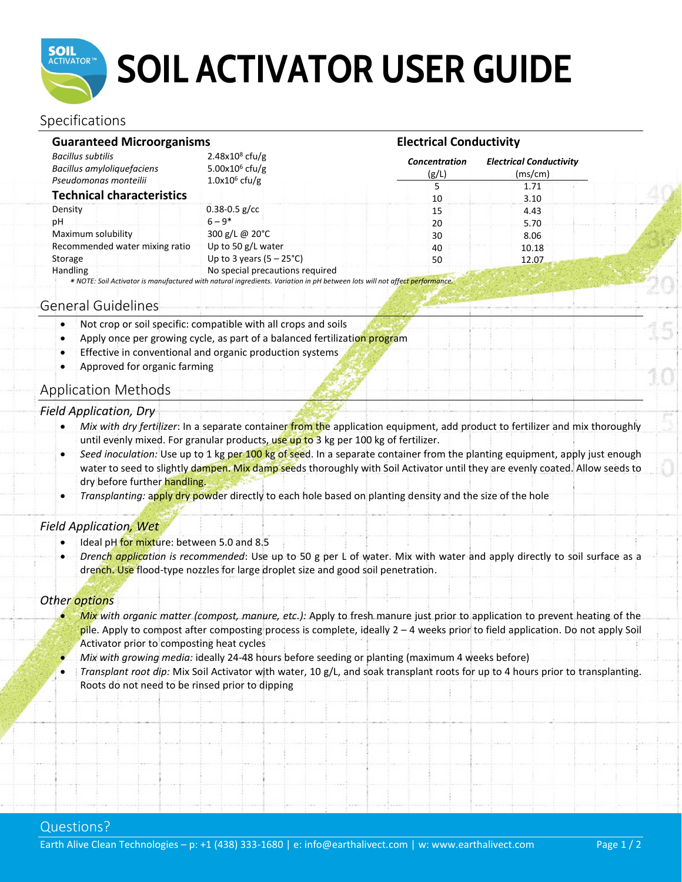# SOIL ACTIVATOR USER GUIDE

## Specifications

### Guaranteed Microorganisms

| | |
|---|---|
| *Bacillus subtilis* | $2.48 \times 10^8$ cfu/g |
| *Bacillus amyloliquefaciens* | $5.00 \times 10^6$ cfu/g |
| *Pseudomonas monteilii* | $1.0 \times 10^6$ cfu/g |

### Technical characteristics

| | |
|---|---|
| Density | 0.38-0.5 g/cc |
| pH | 6 – 9* |
| Maximum solubility | 300 g/L @ 20°C |
| Recommended water mixing ratio | Up to 50 g/L water |
| Storage | Up to 3 years (5 – 25°C) |
| Handling | No special precautions required |

*\* NOTE: Soil Activator is manufactured with natural ingredients. Variation in pH between lots will not affect performance.*

### Electrical Conductivity

| ***Concentration*** (g/L) | ***Electrical Conductivity*** (ms/cm) |
|---|---|
| 5 | 1.71 |
| 10 | 3.10 |
| 15 | 4.43 |
| 20 | 5.70 |
| 30 | 8.06 |
| 40 | 10.18 |
| 50 | 12.07 |

## General Guidelines

- Not crop or soil specific: compatible with all crops and soils
- Apply once per growing cycle, as part of a balanced fertilization program
- Effective in conventional and organic production systems
- Approved for organic farming

## Application Methods

### *Field Application, Dry*

- *Mix with dry fertilizer*: In a separate container from the application equipment, add product to fertilizer and mix thoroughly until evenly mixed. For granular products, use up to 3 kg per 100 kg of fertilizer.
- *Seed inoculation:* Use up to 1 kg per 100 kg of seed. In a separate container from the planting equipment, apply just enough water to seed to slightly dampen. Mix damp seeds thoroughly with Soil Activator until they are evenly coated. Allow seeds to dry before further handling.
- *Transplanting:* apply dry powder directly to each hole based on planting density and the size of the hole

### *Field Application, Wet*

- Ideal pH for mixture: between 5.0 and 8.5
- *Drench application is recommended*: Use up to 50 g per L of water. Mix with water and apply directly to soil surface as a drench. Use flood-type nozzles for large droplet size and good soil penetration.

### *Other options*

- *Mix with organic matter (compost, manure, etc.):* Apply to fresh manure just prior to application to prevent heating of the pile. Apply to compost after composting process is complete, ideally 2 – 4 weeks prior to field application. Do not apply Soil Activator prior to composting heat cycles
- *Mix with growing media:* ideally 24-48 hours before seeding or planting (maximum 4 weeks before)
- *Transplant root dip:* Mix Soil Activator with water, 10 g/L, and soak transplant roots for up to 4 hours prior to transplanting. Roots do not need to be rinsed prior to dipping

## Questions?

Earth Alive Clean Technologies – p: +1 (438) 333-1680 | e: info@earthalivect.com | w: www.earthalivect.com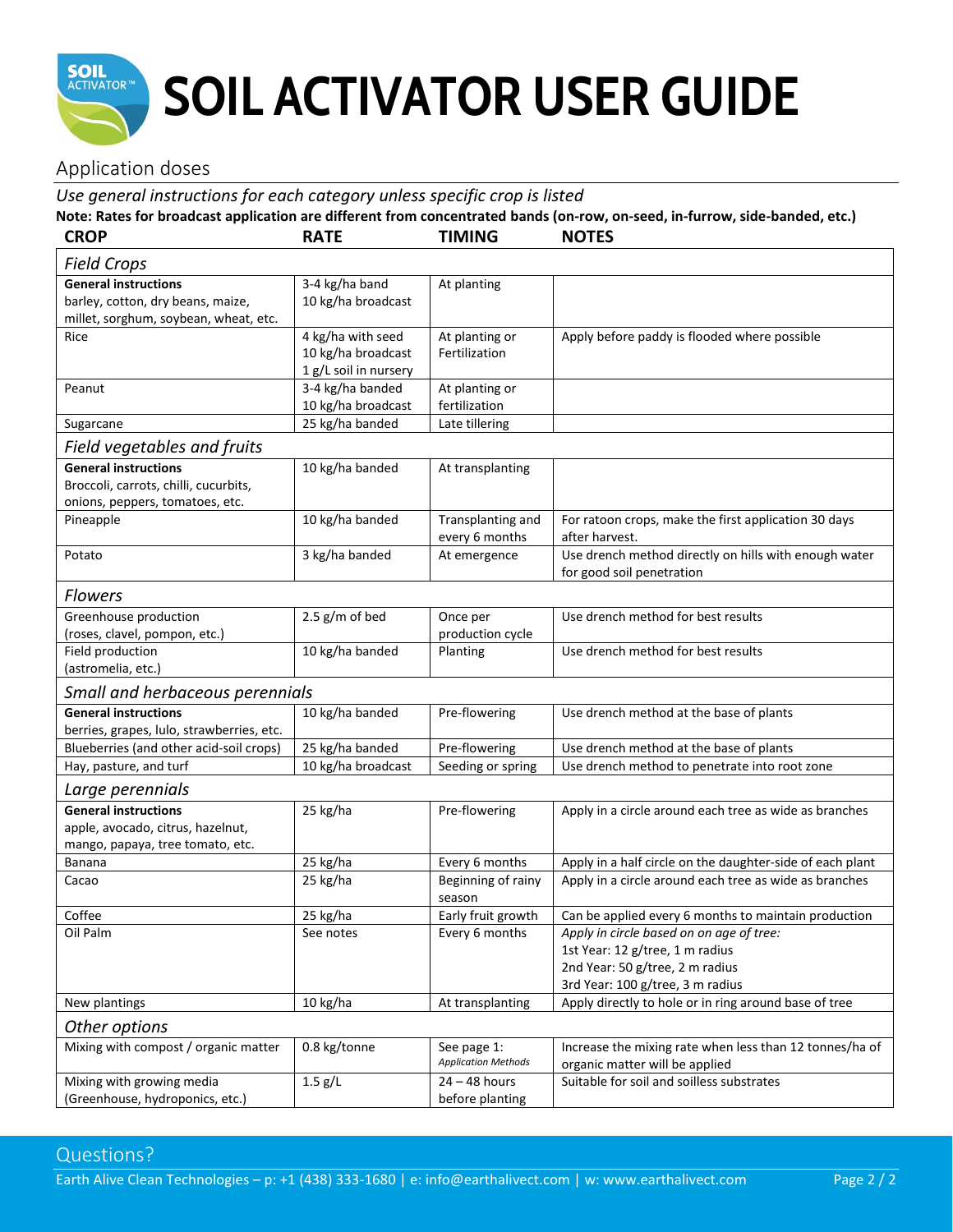# SOIL ACTIVATOR USER GUIDE

## Application doses

*Use general instructions for each category unless specific crop is listed*

**Note: Rates for broadcast application are different from concentrated bands (on-row, on-seed, in-furrow, side-banded, etc.)**

| CROP | RATE | TIMING | NOTES |
|---|---|---|---|
| *Field Crops* | | | |
| **General instructions** barley, cotton, dry beans, maize, millet, sorghum, soybean, wheat, etc. | 3-4 kg/ha band<br>10 kg/ha broadcast | At planting | |
| Rice | 4 kg/ha with seed<br>10 kg/ha broadcast<br>1 g/L soil in nursery | At planting or Fertilization | Apply before paddy is flooded where possible |
| Peanut | 3-4 kg/ha banded<br>10 kg/ha broadcast | At planting or fertilization | |
| Sugarcane | 25 kg/ha banded | Late tillering | |
| *Field vegetables and fruits* | | | |
| **General instructions** Broccoli, carrots, chilli, cucurbits, onions, peppers, tomatoes, etc. | 10 kg/ha banded | At transplanting | |
| Pineapple | 10 kg/ha banded | Transplanting and every 6 months | For ratoon crops, make the first application 30 days after harvest. |
| Potato | 3 kg/ha banded | At emergence | Use drench method directly on hills with enough water for good soil penetration |
| *Flowers* | | | |
| Greenhouse production (roses, clavel, pompon, etc.) | 2.5 g/m of bed | Once per production cycle | Use drench method for best results |
| Field production (astromelia, etc.) | 10 kg/ha banded | Planting | Use drench method for best results |
| *Small and herbaceous perennials* | | | |
| **General instructions** berries, grapes, lulo, strawberries, etc. | 10 kg/ha banded | Pre-flowering | Use drench method at the base of plants |
| Blueberries (and other acid-soil crops) | 25 kg/ha banded | Pre-flowering | Use drench method at the base of plants |
| Hay, pasture, and turf | 10 kg/ha broadcast | Seeding or spring | Use drench method to penetrate into root zone |
| *Large perennials* | | | |
| **General instructions** apple, avocado, citrus, hazelnut, mango, papaya, tree tomato, etc. | 25 kg/ha | Pre-flowering | Apply in a circle around each tree as wide as branches |
| Banana | 25 kg/ha | Every 6 months | Apply in a half circle on the daughter-side of each plant |
| Cacao | 25 kg/ha | Beginning of rainy season | Apply in a circle around each tree as wide as branches |
| Coffee | 25 kg/ha | Early fruit growth | Can be applied every 6 months to maintain production |
| Oil Palm | See notes | Every 6 months | *Apply in circle based on on age of tree:*<br>1st Year: 12 g/tree, 1 m radius<br>2nd Year: 50 g/tree, 2 m radius<br>3rd Year: 100 g/tree, 3 m radius |
| New plantings | 10 kg/ha | At transplanting | Apply directly to hole or in ring around base of tree |
| *Other options* | | | |
| Mixing with compost / organic matter | 0.8 kg/tonne | See page 1: *Application Methods* | Increase the mixing rate when less than 12 tonnes/ha of organic matter will be applied |
| Mixing with growing media (Greenhouse, hydroponics, etc.) | 1.5 g/L | 24 – 48 hours before planting | Suitable for soil and soilless substrates |

## Questions?

Earth Alive Clean Technologies – p: +1 (438) 333-1680 | e: info@earthalivect.com | w: www.earthalivect.com